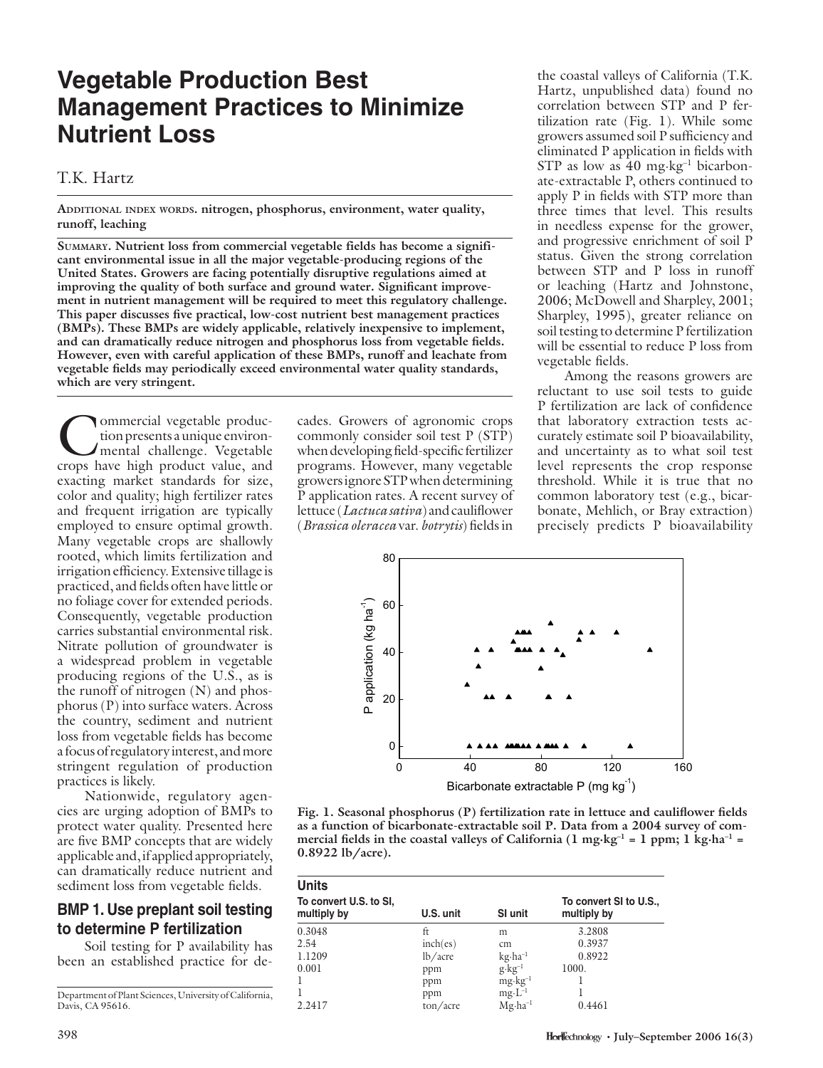# Vegetable Production Best Management Practices to Minimize Nutrient Loss

T.K. Hartz

**Additional index words. nitrogen, phosphorus, environment, water quality, runoff, leaching**

**Summary. Nutrient loss from commercial vegetable fields has become a significant environmental issue in all the major vegetable-producing regions of the United States. Growers are facing potentially disruptive regulations aimed at improving the quality of both surface and ground water. Significant improvement in nutrient management will be required to meet this regulatory challenge. This paper discusses five practical, low-cost nutrient best management practices (BMPs). These BMPs are widely applicable, relatively inexpensive to implement, and can dramatically reduce nitrogen and phosphorus loss from vegetable fields. However, even with careful application of these BMPs, runoff and leachate from vegetable fields may periodically exceed environmental water quality standards, which are very stringent.**

Commercial vegetable production presents a unique environmental challenge. Vegetable crops have high product value, and exacting market standards for size, color and quality; high fertilizer rates and frequent irrigation are typically employed to ensure optimal growth. Many vegetable crops are shallowly rooted, which limits fertilization and irrigation efficiency. Extensive tillage is practiced, and fields often have little or no foliage cover for extended periods. Consequently, vegetable production carries substantial environmental risk. Nitrate pollution of groundwater is a widespread problem in vegetable producing regions of the U.S., as is the runoff of nitrogen (N) and phosphorus (P) into surface waters. Across the country, sediment and nutrient loss from vegetable fields has become a focus of regulatory interest, and more stringent regulation of production practices is likely.

Nationwide, regulatory agencies are urging adoption of BMPs to protect water quality. Presented here are five BMP concepts that are widely applicable and, if applied appropriately, can dramatically reduce nutrient and sediment loss from vegetable fields.

## BMP 1. Use preplant soil testing to determine P fertilization

Soil testing for P availability has been an established practice for decades. Growers of agronomic crops commonly consider soil test P (STP) when developing field-specific fertilizer programs. However, many vegetable growers ignore STP when determining P application rates. A recent survey of lettuce (*Lactuca sativa*) and cauliflower (*Brassica oleracea* var. *botrytis*) fields in the coastal valleys of California (T.K. Hartz, unpublished data) found no correlation between STP and P fertilization rate (Fig. 1). While some growers assumed soil P sufficiency and eliminated P application in fields with STP as low as 40 $mg\cdot kg^{-1}$ bicarbonate-extractable P, others continued to apply P in fields with STP more than three times that level. This results in needless expense for the grower, and progressive enrichment of soil P status. Given the strong correlation between STP and P loss in runoff or leaching (Hartz and Johnstone, 2006; McDowell and Sharpley, 2001; Sharpley, 1995), greater reliance on soil testing to determine P fertilization will be essential to reduce P loss from vegetable fields.

Among the reasons growers are reluctant to use soil tests to guide P fertilization are lack of confidence that laboratory extraction tests accurately estimate soil P bioavailability, and uncertainty as to what soil test level represents the crop response threshold. While it is true that no common laboratory test (e.g., bicarbonate, Mehlich, or Bray extraction) precisely predicts P bioavailability

**Fig. 1. Seasonal phosphorus (P) fertilization rate in lettuce and cauliflower fields as a function of bicarbonate-extractable soil P. Data from a 2004 survey of commercial fields in the coastal valleys of California (1 $mg\cdot kg^{-1}$ = 1 ppm; 1 $kg\cdot ha^{-1}$ = 0.8922 lb/acre).**

**Units**

| To convert U.S. to SI, multiply by | U.S. unit | SI unit | To convert SI to U.S., multiply by |
|---|---|---|---|
| 0.3048 | ft | m | 3.2808 |
| 2.54 | inch(es) | cm | 0.3937 |
| 1.1209 | lb/acre | $kg\cdot ha^{-1}$ | 0.8922 |
| 0.001 | ppm | $g\cdot kg^{-1}$ | 1000. |
| 1 | ppm | $mg\cdot kg^{-1}$ | 1 |
| 1 | ppm | $mg\cdot L^{-1}$ | 1 |
| 2.2417 | ton/acre | $Mg\cdot ha^{-1}$ | 0.4461 |

Department of Plant Sciences, University of California, Davis, CA 95616.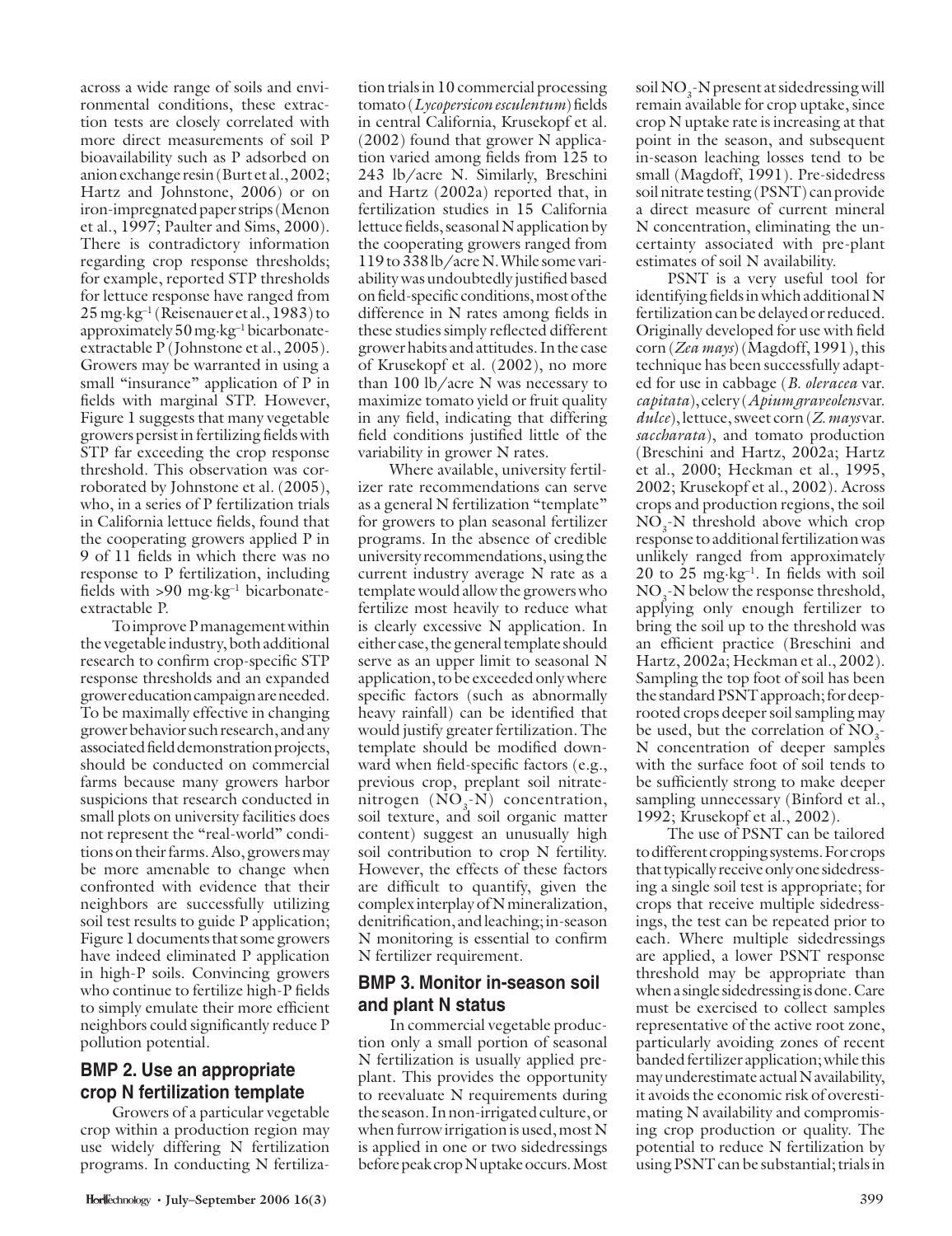across a wide range of soils and environmental conditions, these extraction tests are closely correlated with more direct measurements of soil P bioavailability such as P adsorbed on anion exchange resin (Burt et al., 2002; Hartz and Johnstone, 2006) or on iron-impregnated paper strips (Menon et al., 1997; Paulter and Sims, 2000). There is contradictory information regarding crop response thresholds; for example, reported STP thresholds for lettuce response have ranged from 25 $mg \cdot kg^{-1}$ (Reisenauer et al., 1983) to approximately 50 $mg \cdot kg^{-1}$ bicarbonate-extractable P (Johnstone et al., 2005). Growers may be warranted in using a small "insurance" application of P in fields with marginal STP. However, Figure 1 suggests that many vegetable growers persist in fertilizing fields with STP far exceeding the crop response threshold. This observation was corroborated by Johnstone et al. (2005), who, in a series of P fertilization trials in California lettuce fields, found that the cooperating growers applied P in 9 of 11 fields in which there was no response to P fertilization, including fields with >90 $mg \cdot kg^{-1}$ bicarbonate-extractable P.

To improve P management within the vegetable industry, both additional research to confirm crop-specific STP response thresholds and an expanded grower education campaign are needed. To be maximally effective in changing grower behavior such research, and any associated field demonstration projects, should be conducted on commercial farms because many growers harbor suspicions that research conducted in small plots on university facilities does not represent the "real-world" conditions on their farms. Also, growers may be more amenable to change when confronted with evidence that their neighbors are successfully utilizing soil test results to guide P application; Figure 1 documents that some growers have indeed eliminated P application in high-P soils. Convincing growers who continue to fertilize high-P fields to simply emulate their more efficient neighbors could significantly reduce P pollution potential.

## BMP 2. Use an appropriate crop N fertilization template

Growers of a particular vegetable crop within a production region may use widely differing N fertilization programs. In conducting N fertilization trials in 10 commercial processing tomato (*Lycopersicon esculentum*) fields in central California, Krusekopf et al. (2002) found that grower N application varied among fields from 125 to 243 lb/acre N. Similarly, Breschini and Hartz (2002a) reported that, in fertilization studies in 15 California lettuce fields, seasonal N application by the cooperating growers ranged from 119 to 338 lb/acre N. While some variability was undoubtedly justified based on field-specific conditions, most of the difference in N rates among fields in these studies simply reflected different grower habits and attitudes. In the case of Krusekopf et al. (2002), no more than 100 lb/acre N was necessary to maximize tomato yield or fruit quality in any field, indicating that differing field conditions justified little of the variability in grower N rates.

Where available, university fertilizer rate recommendations can serve as a general N fertilization "template" for growers to plan seasonal fertilizer programs. In the absence of credible university recommendations, using the current industry average N rate as a template would allow the growers who fertilize most heavily to reduce what is clearly excessive N application. In either case, the general template should serve as an upper limit to seasonal N application, to be exceeded only where specific factors (such as abnormally heavy rainfall) can be identified that would justify greater fertilization. The template should be modified downward when field-specific factors (e.g., previous crop, preplant soil nitrate-nitrogen ($NO_3$-N) concentration, soil texture, and soil organic matter content) suggest an unusually high soil contribution to crop N fertility. However, the effects of these factors are difficult to quantify, given the complex interplay of N mineralization, denitrification, and leaching; in-season N monitoring is essential to confirm N fertilizer requirement.

## BMP 3. Monitor in-season soil and plant N status

In commercial vegetable production only a small portion of seasonal N fertilization is usually applied preplant. This provides the opportunity to reevaluate N requirements during the season. In non-irrigated culture, or when furrow irrigation is used, most N is applied in one or two sidedressings before peak crop N uptake occurs. Most soil $NO_3$-N present at sidedressing will remain available for crop uptake, since crop N uptake rate is increasing at that point in the season, and subsequent in-season leaching losses tend to be small (Magdoff, 1991). Pre-sidedress soil nitrate testing (PSNT) can provide a direct measure of current mineral N concentration, eliminating the uncertainty associated with pre-plant estimates of soil N availability.

PSNT is a very useful tool for identifying fields in which additional N fertilization can be delayed or reduced. Originally developed for use with field corn (*Zea mays*) (Magdoff, 1991), this technique has been successfully adapted for use in cabbage (*B. oleracea* var. *capitata*), celery (*Apium graveolens* var. *dulce*), lettuce, sweet corn (*Z. mays* var. *saccharata*), and tomato production (Breschini and Hartz, 2002a; Hartz et al., 2000; Heckman et al., 1995, 2002; Krusekopf et al., 2002). Across crops and production regions, the soil $NO_3$-N threshold above which crop response to additional fertilization was unlikely ranged from approximately 20 to 25 $mg \cdot kg^{-1}$. In fields with soil $NO_3$-N below the response threshold, applying only enough fertilizer to bring the soil up to the threshold was an efficient practice (Breschini and Hartz, 2002a; Heckman et al., 2002). Sampling the top foot of soil has been the standard PSNT approach; for deep-rooted crops deeper soil sampling may be used, but the correlation of $NO_3$-N concentration of deeper samples with the surface foot of soil tends to be sufficiently strong to make deeper sampling unnecessary (Binford et al., 1992; Krusekopf et al., 2002).

The use of PSNT can be tailored to different cropping systems. For crops that typically receive only one sidedressing a single soil test is appropriate; for crops that receive multiple sidedressings, the test can be repeated prior to each. Where multiple sidedressings are applied, a lower PSNT response threshold may be appropriate than when a single sidedressing is done. Care must be exercised to collect samples representative of the active root zone, particularly avoiding zones of recent banded fertilizer application; while this may underestimate actual N availability, it avoids the economic risk of overestimating N availability and compromising crop production or quality. The potential to reduce N fertilization by using PSNT can be substantial; trials in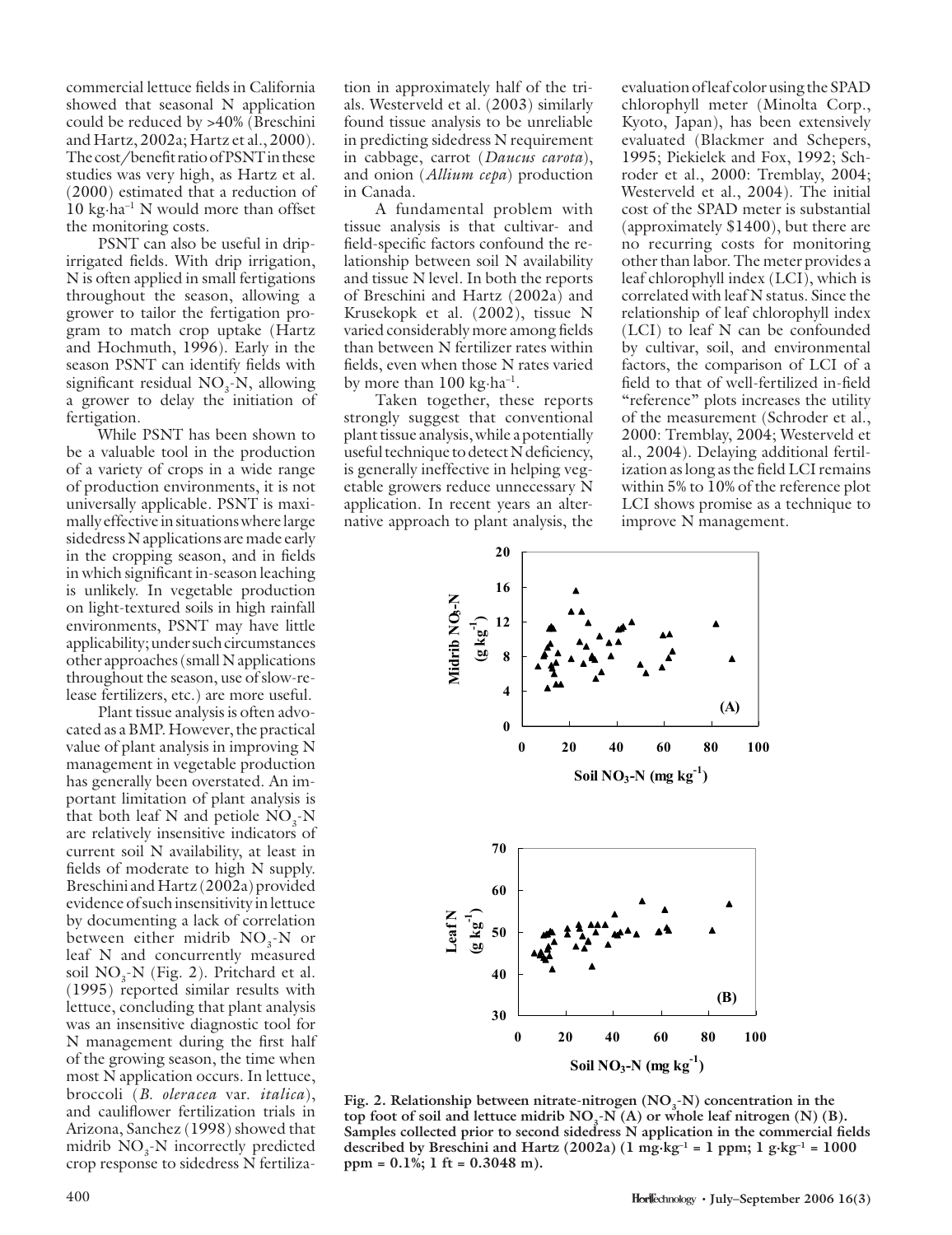commercial lettuce fields in California showed that seasonal N application could be reduced by >40% (Breschini and Hartz, 2002a; Hartz et al., 2000). The cost/benefit ratio of PSNT in these studies was very high, as Hartz et al. (2000) estimated that a reduction of 10 $kg \cdot ha^{-1}$ N would more than offset the monitoring costs.

PSNT can also be useful in drip-irrigated fields. With drip irrigation, N is often applied in small fertigations throughout the season, allowing a grower to tailor the fertigation program to match crop uptake (Hartz and Hochmuth, 1996). Early in the season PSNT can identify fields with significant residual $NO_3$-N, allowing a grower to delay the initiation of fertigation.

While PSNT has been shown to be a valuable tool in the production of a variety of crops in a wide range of production environments, it is not universally applicable. PSNT is maximally effective in situations where large sidedress N applications are made early in the cropping season, and in fields in which significant in-season leaching is unlikely. In vegetable production on light-textured soils in high rainfall environments, PSNT may have little applicability; under such circumstances other approaches (small N applications throughout the season, use of slow-release fertilizers, etc.) are more useful.

Plant tissue analysis is often advocated as a BMP. However, the practical value of plant analysis in improving N management in vegetable production has generally been overstated. An important limitation of plant analysis is that both leaf N and petiole $NO_3$-N are relatively insensitive indicators of current soil N availability, at least in fields of moderate to high N supply. Breschini and Hartz (2002a) provided evidence of such insensitivity in lettuce by documenting a lack of correlation between either midrib $NO_3$-N or leaf N and concurrently measured soil $NO_3$-N (Fig. 2). Pritchard et al. (1995) reported similar results with lettuce, concluding that plant analysis was an insensitive diagnostic tool for N management during the first half of the growing season, the time when most N application occurs. In lettuce, broccoli (*B. oleracea* var. *italica*), and cauliflower fertilization trials in Arizona, Sanchez (1998) showed that midrib $NO_3$-N incorrectly predicted crop response to sidedress N fertilization in approximately half of the trials. Westerveld et al. (2003) similarly found tissue analysis to be unreliable in predicting sidedress N requirement in cabbage, carrot (*Daucus carota*), and onion (*Allium cepa*) production in Canada.

A fundamental problem with tissue analysis is that cultivar- and field-specific factors confound the relationship between soil N availability and tissue N level. In both the reports of Breschini and Hartz (2002a) and Krusekopk et al. (2002), tissue N varied considerably more among fields than between N fertilizer rates within fields, even when those N rates varied by more than 100 $kg \cdot ha^{-1}$.

Taken together, these reports strongly suggest that conventional plant tissue analysis, while a potentially useful technique to detect N deficiency, is generally ineffective in helping vegetable growers reduce unnecessary N application. In recent years an alternative approach to plant analysis, the evaluation of leaf color using the SPAD chlorophyll meter (Minolta Corp., Kyoto, Japan), has been extensively evaluated (Blackmer and Schepers, 1995; Piekielek and Fox, 1992; Schroder et al., 2000: Tremblay, 2004; Westerveld et al., 2004). The initial cost of the SPAD meter is substantial (approximately $1400), but there are no recurring costs for monitoring other than labor. The meter provides a leaf chlorophyll index (LCI), which is correlated with leaf N status. Since the relationship of leaf chlorophyll index (LCI) to leaf N can be confounded by cultivar, soil, and environmental factors, the comparison of LCI of a field to that of well-fertilized in-field "reference" plots increases the utility of the measurement (Schroder et al., 2000: Tremblay, 2004; Westerveld et al., 2004). Delaying additional fertilization as long as the field LCI remains within 5% to 10% of the reference plot LCI shows promise as a technique to improve N management.

**Fig. 2. Relationship between nitrate-nitrogen ($NO_3$-N) concentration in the top foot of soil and lettuce midrib $NO_3$-N (A) or whole leaf nitrogen (N) (B). Samples collected prior to second sidedress N application in the commercial fields described by Breschini and Hartz (2002a) (1 $mg \cdot kg^{-1}$ = 1 ppm; 1 $g \cdot kg^{-1}$ = 1000 ppm = 0.1%; 1 ft = 0.3048 m).**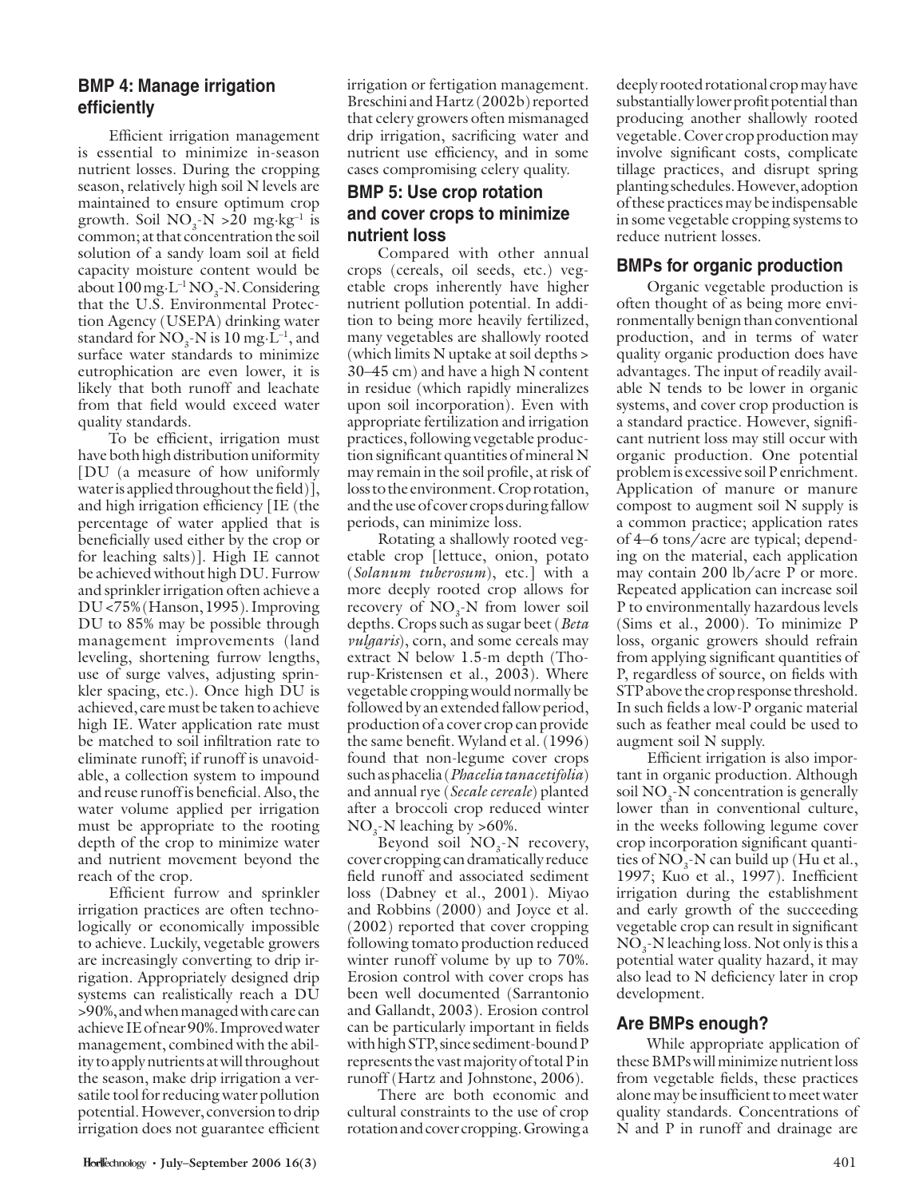## BMP 4: Manage irrigation efficiently

Efficient irrigation management is essential to minimize in-season nutrient losses. During the cropping season, relatively high soil N levels are maintained to ensure optimum crop growth. Soil $NO_3$-N >20 $mg \cdot kg^{-1}$ is common; at that concentration the soil solution of a sandy loam soil at field capacity moisture content would be about 100 $mg \cdot L^{-1}$ $NO_3$-N. Considering that the U.S. Environmental Protection Agency (USEPA) drinking water standard for $NO_3$-N is 10 $mg \cdot L^{-1}$, and surface water standards to minimize eutrophication are even lower, it is likely that both runoff and leachate from that field would exceed water quality standards.

To be efficient, irrigation must have both high distribution uniformity [DU (a measure of how uniformly water is applied throughout the field)], and high irrigation efficiency [IE (the percentage of water applied that is beneficially used either by the crop or for leaching salts)]. High IE cannot be achieved without high DU. Furrow and sprinkler irrigation often achieve a DU <75% (Hanson, 1995). Improving DU to 85% may be possible through management improvements (land leveling, shortening furrow lengths, use of surge valves, adjusting sprinkler spacing, etc.). Once high DU is achieved, care must be taken to achieve high IE. Water application rate must be matched to soil infiltration rate to eliminate runoff; if runoff is unavoidable, a collection system to impound and reuse runoff is beneficial. Also, the water volume applied per irrigation must be appropriate to the rooting depth of the crop to minimize water and nutrient movement beyond the reach of the crop.

Efficient furrow and sprinkler irrigation practices are often technologically or economically impossible to achieve. Luckily, vegetable growers are increasingly converting to drip irrigation. Appropriately designed drip systems can realistically reach a DU >90%, and when managed with care can achieve IE of near 90%. Improved water management, combined with the ability to apply nutrients at will throughout the season, make drip irrigation a versatile tool for reducing water pollution potential. However, conversion to drip irrigation does not guarantee efficient irrigation or fertigation management. Breschini and Hartz (2002b) reported that celery growers often mismanaged drip irrigation, sacrificing water and nutrient use efficiency, and in some cases compromising celery quality.

## BMP 5: Use crop rotation and cover crops to minimize nutrient loss

Compared with other annual crops (cereals, oil seeds, etc.) vegetable crops inherently have higher nutrient pollution potential. In addition to being more heavily fertilized, many vegetables are shallowly rooted (which limits N uptake at soil depths > 30–45 cm) and have a high N content in residue (which rapidly mineralizes upon soil incorporation). Even with appropriate fertilization and irrigation practices, following vegetable production significant quantities of mineral N may remain in the soil profile, at risk of loss to the environment. Crop rotation, and the use of cover crops during fallow periods, can minimize loss.

Rotating a shallowly rooted vegetable crop [lettuce, onion, potato (*Solanum tuberosum*), etc.] with a more deeply rooted crop allows for recovery of $NO_3$-N from lower soil depths. Crops such as sugar beet (*Beta vulgaris*), corn, and some cereals may extract N below 1.5-m depth (Thorup-Kristensen et al., 2003). Where vegetable cropping would normally be followed by an extended fallow period, production of a cover crop can provide the same benefit. Wyland et al. (1996) found that non-legume cover crops such as phacelia (*Phacelia tanacetifolia*) and annual rye (*Secale cereale*) planted after a broccoli crop reduced winter $NO_3$-N leaching by >60%.

Beyond soil $NO_3$-N recovery, cover cropping can dramatically reduce field runoff and associated sediment loss (Dabney et al., 2001). Miyao and Robbins (2000) and Joyce et al. (2002) reported that cover cropping following tomato production reduced winter runoff volume by up to 70%. Erosion control with cover crops has been well documented (Sarrantonio and Gallandt, 2003). Erosion control can be particularly important in fields with high STP, since sediment-bound P represents the vast majority of total P in runoff (Hartz and Johnstone, 2006).

There are both economic and cultural constraints to the use of crop rotation and cover cropping. Growing a deeply rooted rotational crop may have substantially lower profit potential than producing another shallowly rooted vegetable. Cover crop production may involve significant costs, complicate tillage practices, and disrupt spring planting schedules. However, adoption of these practices may be indispensable in some vegetable cropping systems to reduce nutrient losses.

## BMPs for organic production

Organic vegetable production is often thought of as being more environmentally benign than conventional production, and in terms of water quality organic production does have advantages. The input of readily available N tends to be lower in organic systems, and cover crop production is a standard practice. However, significant nutrient loss may still occur with organic production. One potential problem is excessive soil P enrichment. Application of manure or manure compost to augment soil N supply is a common practice; application rates of 4–6 tons/acre are typical; depending on the material, each application may contain 200 lb/acre P or more. Repeated application can increase soil P to environmentally hazardous levels (Sims et al., 2000). To minimize P loss, organic growers should refrain from applying significant quantities of P, regardless of source, on fields with STP above the crop response threshold. In such fields a low-P organic material such as feather meal could be used to augment soil N supply.

Efficient irrigation is also important in organic production. Although soil $NO_3$-N concentration is generally lower than in conventional culture, in the weeks following legume cover crop incorporation significant quantities of $NO_3$-N can build up (Hu et al., 1997; Kuo et al., 1997). Inefficient irrigation during the establishment and early growth of the succeeding vegetable crop can result in significant $NO_3$-N leaching loss. Not only is this a potential water quality hazard, it may also lead to N deficiency later in crop development.

## Are BMPs enough?

While appropriate application of these BMPs will minimize nutrient loss from vegetable fields, these practices alone may be insufficient to meet water quality standards. Concentrations of N and P in runoff and drainage are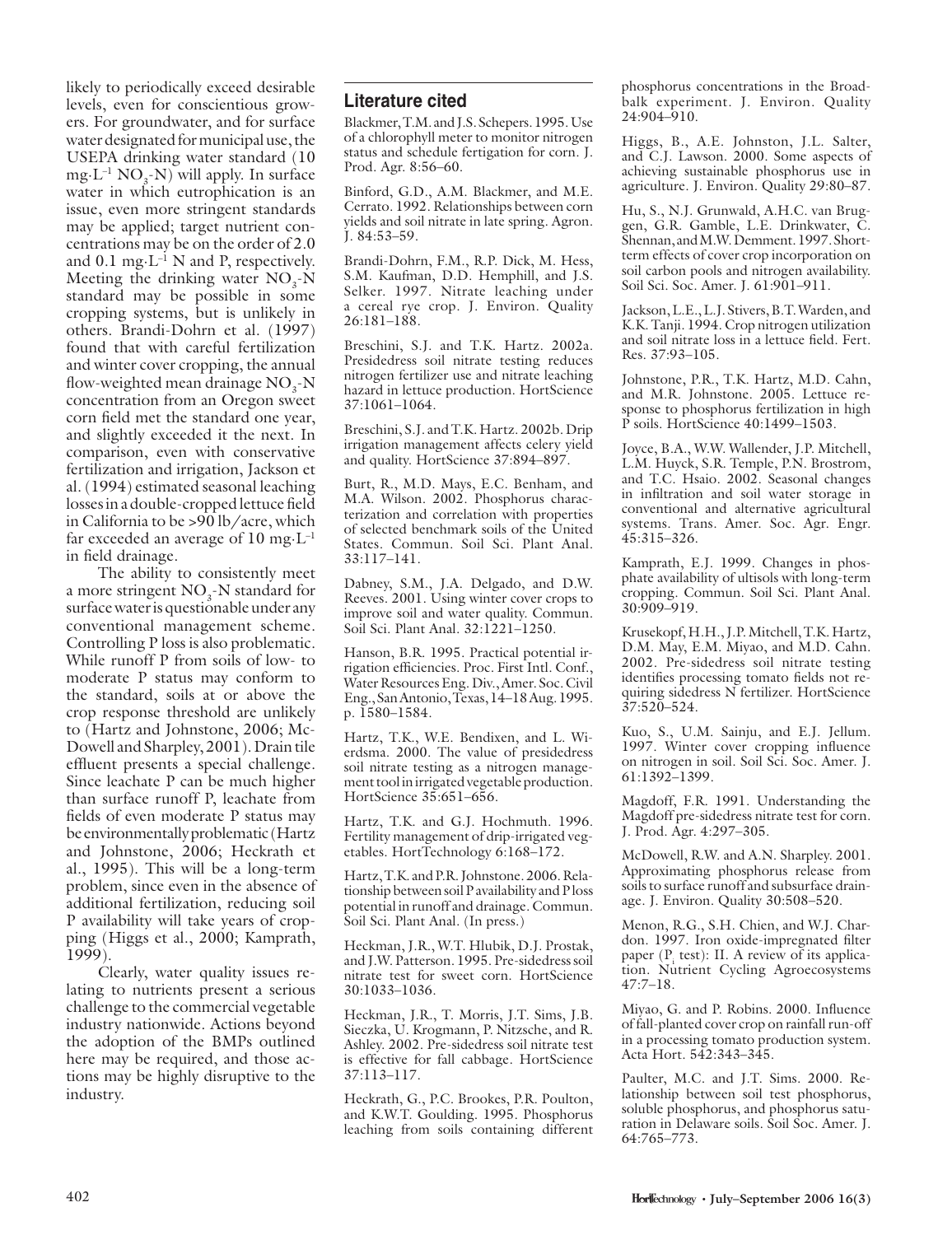likely to periodically exceed desirable levels, even for conscientious growers. For groundwater, and for surface water designated for municipal use, the USEPA drinking water standard (10 $mg \cdot L^{-1}$ $NO_3$-N) will apply. In surface water in which eutrophication is an issue, even more stringent standards may be applied; target nutrient concentrations may be on the order of 2.0 and 0.1 $mg \cdot L^{-1}$ N and P, respectively. Meeting the drinking water $NO_3$-N standard may be possible in some cropping systems, but is unlikely in others. Brandi-Dohrn et al. (1997) found that with careful fertilization and winter cover cropping, the annual flow-weighted mean drainage $NO_3$-N concentration from an Oregon sweet corn field met the standard one year, and slightly exceeded it the next. In comparison, even with conservative fertilization and irrigation, Jackson et al. (1994) estimated seasonal leaching losses in a double-cropped lettuce field in California to be >90 lb/acre, which far exceeded an average of 10 $mg \cdot L^{-1}$ in field drainage.

The ability to consistently meet a more stringent $NO_3$-N standard for surface water is questionable under any conventional management scheme. Controlling P loss is also problematic. While runoff P from soils of low- to moderate P status may conform to the standard, soils at or above the crop response threshold are unlikely to (Hartz and Johnstone, 2006; McDowell and Sharpley, 2001). Drain tile effluent presents a special challenge. Since leachate P can be much higher than surface runoff P, leachate from fields of even moderate P status may be environmentally problematic (Hartz and Johnstone, 2006; Heckrath et al., 1995). This will be a long-term problem, since even in the absence of additional fertilization, reducing soil P availability will take years of cropping (Higgs et al., 2000; Kamprath, 1999).

Clearly, water quality issues relating to nutrients present a serious challenge to the commercial vegetable industry nationwide. Actions beyond the adoption of the BMPs outlined here may be required, and those actions may be highly disruptive to the industry.

## Literature cited

Blackmer, T.M. and J.S. Schepers. 1995. Use of a chlorophyll meter to monitor nitrogen status and schedule fertigation for corn. J. Prod. Agr. 8:56–60.

Binford, G.D., A.M. Blackmer, and M.E. Cerrato. 1992. Relationships between corn yields and soil nitrate in late spring. Agron. J. 84:53–59.

Brandi-Dohrn, F.M., R.P. Dick, M. Hess, S.M. Kaufman, D.D. Hemphill, and J.S. Selker. 1997. Nitrate leaching under a cereal rye crop. J. Environ. Quality 26:181–188.

Breschini, S.J. and T.K. Hartz. 2002a. Presidedress soil nitrate testing reduces nitrogen fertilizer use and nitrate leaching hazard in lettuce production. HortScience 37:1061–1064.

Breschini, S.J. and T.K. Hartz. 2002b. Drip irrigation management affects celery yield and quality. HortScience 37:894–897.

Burt, R., M.D. Mays, E.C. Benham, and M.A. Wilson. 2002. Phosphorus characterization and correlation with properties of selected benchmark soils of the United States. Commun. Soil Sci. Plant Anal. 33:117–141.

Dabney, S.M., J.A. Delgado, and D.W. Reeves. 2001. Using winter cover crops to improve soil and water quality. Commun. Soil Sci. Plant Anal. 32:1221–1250.

Hanson, B.R. 1995. Practical potential irrigation efficiencies. Proc. First Intl. Conf., Water Resources Eng. Div., Amer. Soc. Civil Eng., San Antonio, Texas, 14–18 Aug. 1995. p. 1580–1584.

Hartz, T.K., W.E. Bendixen, and L. Wierdsma. 2000. The value of presidedress soil nitrate testing as a nitrogen management tool in irrigated vegetable production. HortScience 35:651–656.

Hartz, T.K. and G.J. Hochmuth. 1996. Fertility management of drip-irrigated vegetables. HortTechnology 6:168–172.

Hartz, T.K. and P.R. Johnstone. 2006. Relationship between soil P availability and P loss potential in runoff and drainage. Commun. Soil Sci. Plant Anal. (In press.)

Heckman, J.R., W.T. Hlubik, D.J. Prostak, and J.W. Patterson. 1995. Pre-sidedress soil nitrate test for sweet corn. HortScience 30:1033–1036.

Heckman, J.R., T. Morris, J.T. Sims, J.B. Sieczka, U. Krogmann, P. Nitzsche, and R. Ashley. 2002. Pre-sidedress soil nitrate test is effective for fall cabbage. HortScience 37:113–117.

Heckrath, G., P.C. Brookes, P.R. Poulton, and K.W.T. Goulding. 1995. Phosphorus leaching from soils containing different phosphorus concentrations in the Broadbalk experiment. J. Environ. Quality 24:904–910.

Higgs, B., A.E. Johnston, J.L. Salter, and C.J. Lawson. 2000. Some aspects of achieving sustainable phosphorus use in agriculture. J. Environ. Quality 29:80–87.

Hu, S., N.J. Grunwald, A.H.C. van Bruggen, G.R. Gamble, L.E. Drinkwater, C. Shennan, and M.W. Demment. 1997. Short-term effects of cover crop incorporation on soil carbon pools and nitrogen availability. Soil Sci. Soc. Amer. J. 61:901–911.

Jackson, L.E., L.J. Stivers, B.T. Warden, and K.K. Tanji. 1994. Crop nitrogen utilization and soil nitrate loss in a lettuce field. Fert. Res. 37:93–105.

Johnstone, P.R., T.K. Hartz, M.D. Cahn, and M.R. Johnstone. 2005. Lettuce response to phosphorus fertilization in high P soils. HortScience 40:1499–1503.

Joyce, B.A., W.W. Wallender, J.P. Mitchell, L.M. Huyck, S.R. Temple, P.N. Brostrom, and T.C. Hsaio. 2002. Seasonal changes in infiltration and soil water storage in conventional and alternative agricultural systems. Trans. Amer. Soc. Agr. Engr. 45:315–326.

Kamprath, E.J. 1999. Changes in phosphate availability of ultisols with long-term cropping. Commun. Soil Sci. Plant Anal. 30:909–919.

Krusekopf, H.H., J.P. Mitchell, T.K. Hartz, D.M. May, E.M. Miyao, and M.D. Cahn. 2002. Pre-sidedress soil nitrate testing identifies processing tomato fields not requiring sidedress N fertilizer. HortScience 37:520–524.

Kuo, S., U.M. Sainju, and E.J. Jellum. 1997. Winter cover cropping influence on nitrogen in soil. Soil Sci. Soc. Amer. J. 61:1392–1399.

Magdoff, F.R. 1991. Understanding the Magdoff pre-sidedress nitrate test for corn. J. Prod. Agr. 4:297–305.

McDowell, R.W. and A.N. Sharpley. 2001. Approximating phosphorus release from soils to surface runoff and subsurface drainage. J. Environ. Quality 30:508–520.

Menon, R.G., S.H. Chien, and W.J. Chardon. 1997. Iron oxide-impregnated filter paper ($P_i$ test): II. A review of its application. Nutrient Cycling Agroecosystems 47:7–18.

Miyao, G. and P. Robins. 2000. Influence of fall-planted cover crop on rainfall run-off in a processing tomato production system. Acta Hort. 542:343–345.

Paulter, M.C. and J.T. Sims. 2000. Relationship between soil test phosphorus, soluble phosphorus, and phosphorus saturation in Delaware soils. Soil Soc. Amer. J. 64:765–773.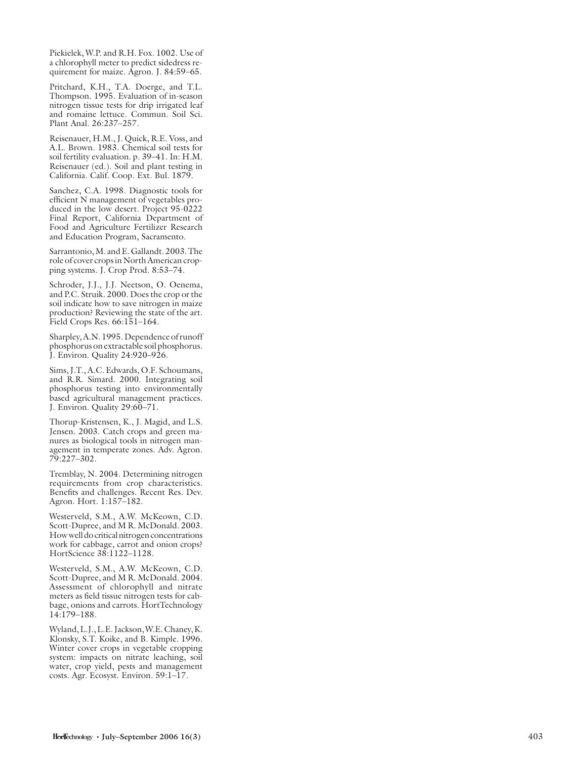Piekielek, W.P. and R.H. Fox. 1002. Use of a chlorophyll meter to predict sidedress requirement for maize. Agron. J. 84:59–65.

Pritchard, K.H., T.A. Doerge, and T.L. Thompson. 1995. Evaluation of in-season nitrogen tissue tests for drip irrigated leaf and romaine lettuce. Commun. Soil Sci. Plant Anal. 26:237–257.

Reisenauer, H.M., J. Quick, R.E. Voss, and A.L. Brown. 1983. Chemical soil tests for soil fertility evaluation. p. 39–41. In: H.M. Reisenauer (ed.). Soil and plant testing in California. Calif. Coop. Ext. Bul. 1879.

Sanchez, C.A. 1998. Diagnostic tools for efficient N management of vegetables produced in the low desert. Project 95-0222 Final Report, California Department of Food and Agriculture Fertilizer Research and Education Program, Sacramento.

Sarrantonio, M. and E. Gallandt. 2003. The role of cover crops in North American cropping systems. J. Crop Prod. 8:53–74.

Schroder, J.J., J.J. Neetson, O. Oenema, and P.C. Struik. 2000. Does the crop or the soil indicate how to save nitrogen in maize production? Reviewing the state of the art. Field Crops Res. 66:151–164.

Sharpley, A.N. 1995. Dependence of runoff phosphorus on extractable soil phosphorus. J. Environ. Quality 24:920–926.

Sims, J.T., A.C. Edwards, O.F. Schoumans, and R.R. Simard. 2000. Integrating soil phosphorus testing into environmentally based agricultural management practices. J. Environ. Quality 29:60–71.

Thorup-Kristensen, K., J. Magid, and L.S. Jensen. 2003. Catch crops and green manures as biological tools in nitrogen management in temperate zones. Adv. Agron. 79:227–302.

Tremblay, N. 2004. Determining nitrogen requirements from crop characteristics. Benefits and challenges. Recent Res. Dev. Agron. Hort. 1:157–182.

Westerveld, S.M., A.W. McKeown, C.D. Scott-Dupree, and M R. McDonald. 2003. How well do critical nitrogen concentrations work for cabbage, carrot and onion crops? HortScience 38:1122–1128.

Westerveld, S.M., A.W. McKeown, C.D. Scott-Dupree, and M R. McDonald. 2004. Assessment of chlorophyll and nitrate meters as field tissue nitrogen tests for cabbage, onions and carrots. HortTechnology 14:179–188.

Wyland, L.J., L.E. Jackson, W.E. Chaney, K. Klonsky, S.T. Koike, and B. Kimple. 1996. Winter cover crops in vegetable cropping system: impacts on nitrate leaching, soil water, crop yield, pests and management costs. Agr. Ecosyst. Environ. 59:1–17.